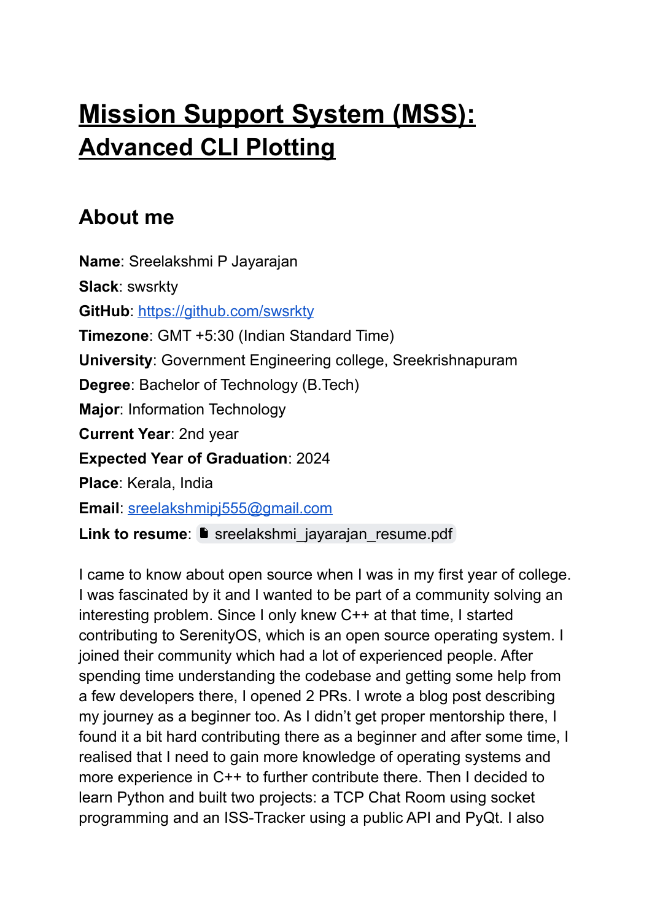# Mission Support System (MSS): Advanced CLI Plotting

## About me

**Name**: Sreelakshmi P Jayarajan
**Slack**: swsrkty
**GitHub**: [https://github.com/swsrkty](https://github.com/swsrkty)
**Timezone**: GMT +5:30 (Indian Standard Time)
**University**: Government Engineering college, Sreekrishnapuram
**Degree**: Bachelor of Technology (B.Tech)
**Major**: Information Technology
**Current Year**: 2nd year
**Expected Year of Graduation**: 2024
**Place**: Kerala, India
**Email**: [sreelakshmipj555@gmail.com](mailto:sreelakshmipj555@gmail.com)
**Link to resume**: sreelakshmi_jayarajan_resume.pdf

I came to know about open source when I was in my first year of college. I was fascinated by it and I wanted to be part of a community solving an interesting problem. Since I only knew C++ at that time, I started contributing to SerenityOS, which is an open source operating system. I joined their community which had a lot of experienced people. After spending time understanding the codebase and getting some help from a few developers there, I opened 2 PRs. I wrote a blog post describing my journey as a beginner too. As I didn't get proper mentorship there, I found it a bit hard contributing there as a beginner and after some time, I realised that I need to gain more knowledge of operating systems and more experience in C++ to further contribute there. Then I decided to learn Python and built two projects: a TCP Chat Room using socket programming and an ISS-Tracker using a public API and PyQt. I also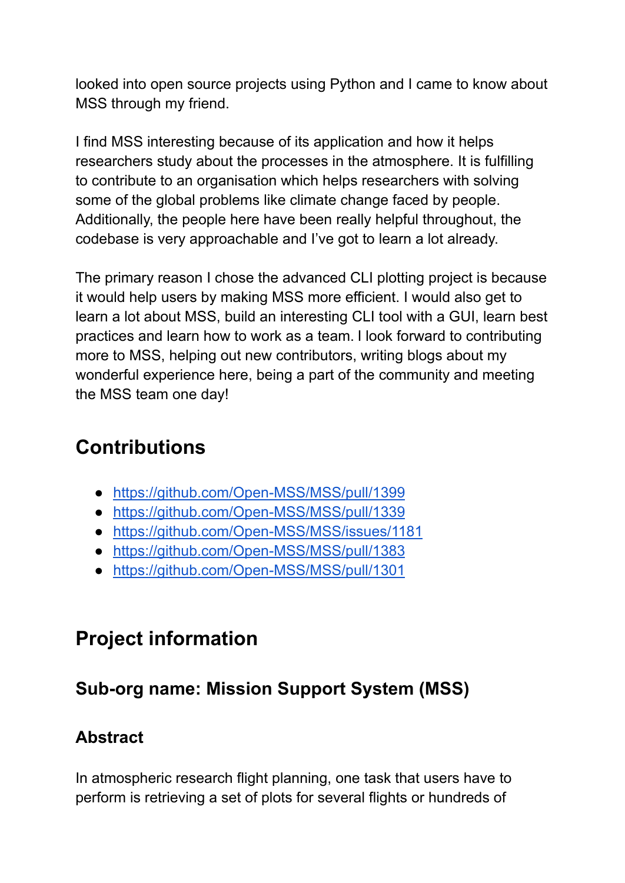looked into open source projects using Python and I came to know about MSS through my friend.

I find MSS interesting because of its application and how it helps researchers study about the processes in the atmosphere. It is fulfilling to contribute to an organisation which helps researchers with solving some of the global problems like climate change faced by people. Additionally, the people here have been really helpful throughout, the codebase is very approachable and I've got to learn a lot already.

The primary reason I chose the advanced CLI plotting project is because it would help users by making MSS more efficient. I would also get to learn a lot about MSS, build an interesting CLI tool with a GUI, learn best practices and learn how to work as a team. I look forward to contributing more to MSS, helping out new contributors, writing blogs about my wonderful experience here, being a part of the community and meeting the MSS team one day!

## Contributions

- https://github.com/Open-MSS/MSS/pull/1399
- https://github.com/Open-MSS/MSS/pull/1339
- https://github.com/Open-MSS/MSS/issues/1181
- https://github.com/Open-MSS/MSS/pull/1383
- https://github.com/Open-MSS/MSS/pull/1301

## Project information

### Sub-org name: Mission Support System (MSS)

### Abstract

In atmospheric research flight planning, one task that users have to perform is retrieving a set of plots for several flights or hundreds of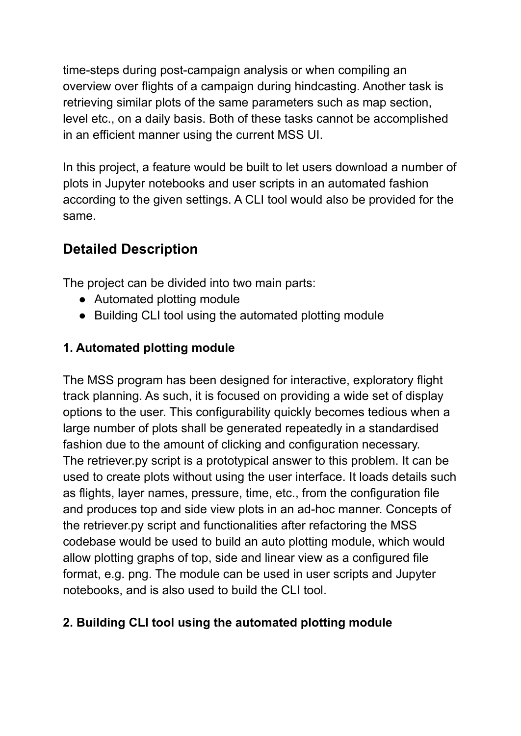time-steps during post-campaign analysis or when compiling an overview over flights of a campaign during hindcasting. Another task is retrieving similar plots of the same parameters such as map section, level etc., on a daily basis. Both of these tasks cannot be accomplished in an efficient manner using the current MSS UI.

In this project, a feature would be built to let users download a number of plots in Jupyter notebooks and user scripts in an automated fashion according to the given settings. A CLI tool would also be provided for the same.

## Detailed Description

The project can be divided into two main parts:

- Automated plotting module
- Building CLI tool using the automated plotting module

### 1. Automated plotting module

The MSS program has been designed for interactive, exploratory flight track planning. As such, it is focused on providing a wide set of display options to the user. This configurability quickly becomes tedious when a large number of plots shall be generated repeatedly in a standardised fashion due to the amount of clicking and configuration necessary.
The retriever.py script is a prototypical answer to this problem. It can be used to create plots without using the user interface. It loads details such as flights, layer names, pressure, time, etc., from the configuration file and produces top and side view plots in an ad-hoc manner. Concepts of the retriever.py script and functionalities after refactoring the MSS codebase would be used to build an auto plotting module, which would allow plotting graphs of top, side and linear view as a configured file format, e.g. png. The module can be used in user scripts and Jupyter notebooks, and is also used to build the CLI tool.

### 2. Building CLI tool using the automated plotting module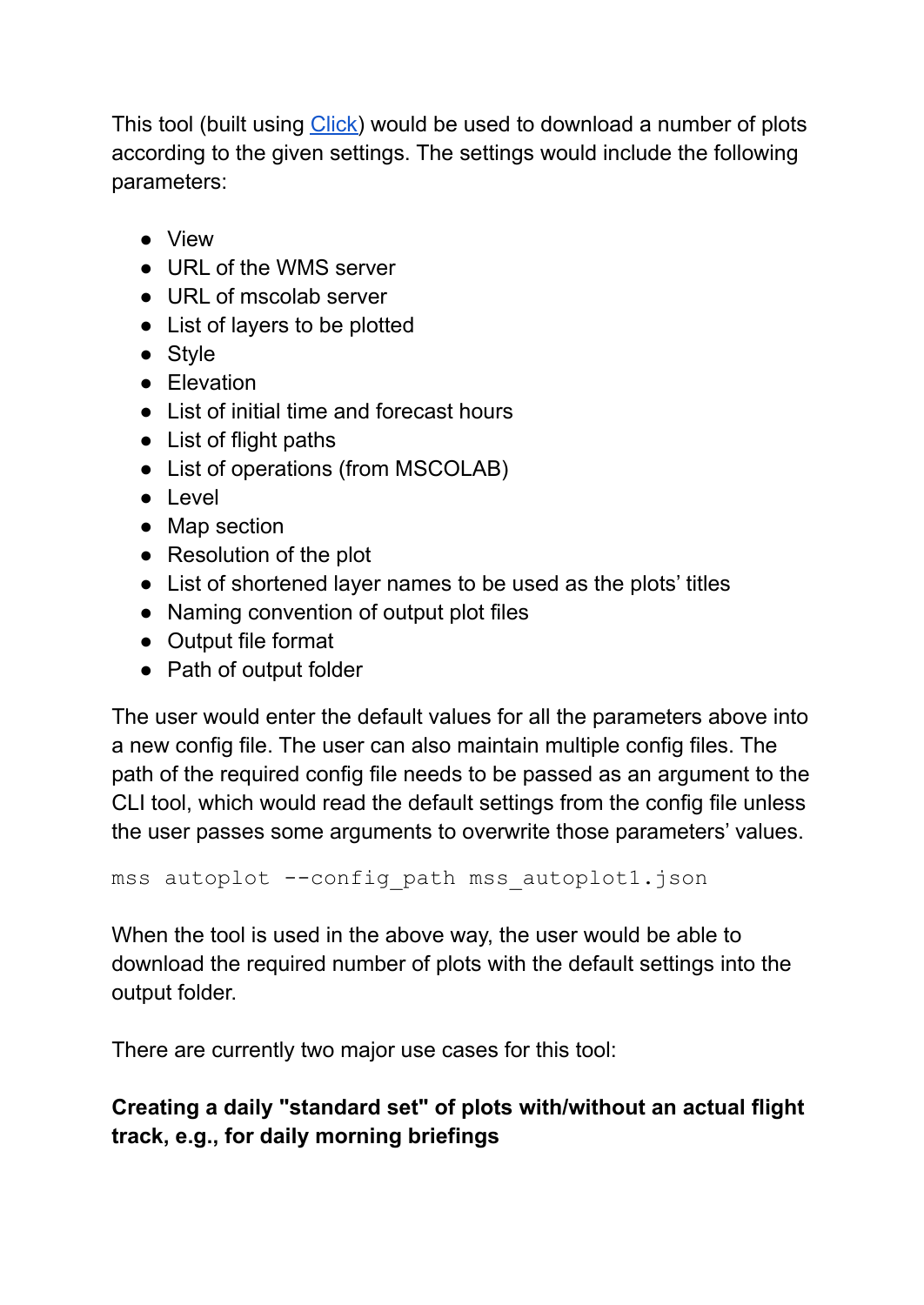This tool (built using [Click](https://click.palletsprojects.com/)) would be used to download a number of plots according to the given settings. The settings would include the following parameters:

- View
- URL of the WMS server
- URL of mscolab server
- List of layers to be plotted
- Style
- Elevation
- List of initial time and forecast hours
- List of flight paths
- List of operations (from MSCOLAB)
- Level
- Map section
- Resolution of the plot
- List of shortened layer names to be used as the plots' titles
- Naming convention of output plot files
- Output file format
- Path of output folder

The user would enter the default values for all the parameters above into a new config file. The user can also maintain multiple config files. The path of the required config file needs to be passed as an argument to the CLI tool, which would read the default settings from the config file unless the user passes some arguments to overwrite those parameters' values.

```
mss autoplot --config_path mss_autoplot1.json
```

When the tool is used in the above way, the user would be able to download the required number of plots with the default settings into the output folder.

There are currently two major use cases for this tool:

**Creating a daily "standard set" of plots with/without an actual flight track, e.g., for daily morning briefings**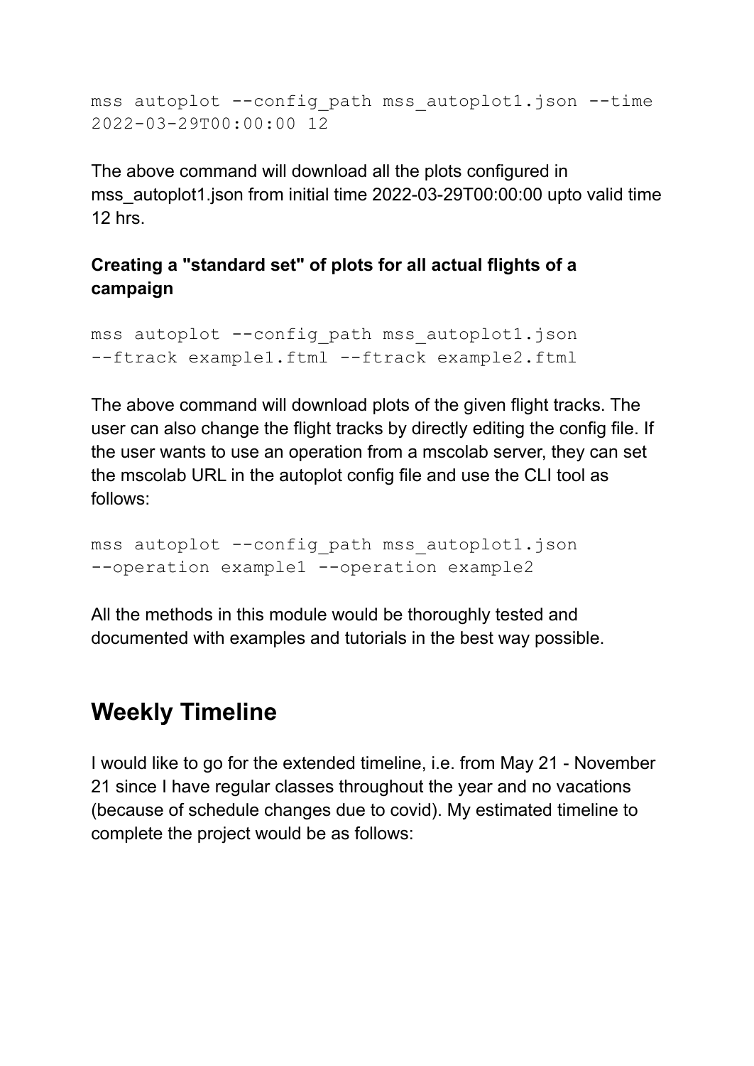```
mss autoplot --config_path mss_autoplot1.json --time
2022-03-29T00:00:00 12
```

The above command will download all the plots configured in mss_autoplot1.json from initial time 2022-03-29T00:00:00 upto valid time 12 hrs.

### Creating a "standard set" of plots for all actual flights of a campaign

```
mss autoplot --config_path mss_autoplot1.json
--ftrack example1.ftml --ftrack example2.ftml
```

The above command will download plots of the given flight tracks. The user can also change the flight tracks by directly editing the config file. If the user wants to use an operation from a mscolab server, they can set the mscolab URL in the autoplot config file and use the CLI tool as follows:

```
mss autoplot --config_path mss_autoplot1.json
--operation example1 --operation example2
```

All the methods in this module would be thoroughly tested and documented with examples and tutorials in the best way possible.

## Weekly Timeline

I would like to go for the extended timeline, i.e. from May 21 - November 21 since I have regular classes throughout the year and no vacations (because of schedule changes due to covid). My estimated timeline to complete the project would be as follows: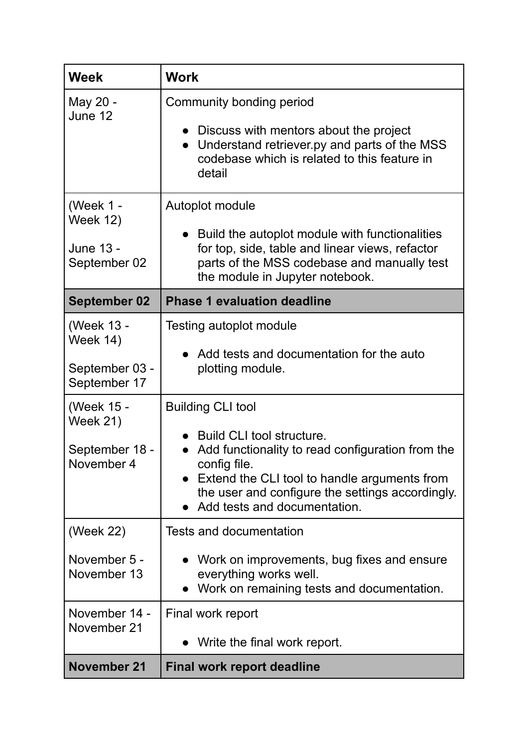| **Week** | **Work** |
| --- | --- |
| May 20 - June 12 | Community bonding period<br><ul><li>Discuss with mentors about the project</li><li>Understand retriever.py and parts of the MSS codebase which is related to this feature in detail</li></ul> |
| (Week 1 - Week 12)<br><br>June 13 - September 02 | Autoplot module<br><ul><li>Build the autoplot module with functionalities for top, side, table and linear views, refactor parts of the MSS codebase and manually test the module in Jupyter notebook.</li></ul> |
| **September 02** | **Phase 1 evaluation deadline** |
| (Week 13 - Week 14)<br><br>September 03 - September 17 | Testing autoplot module<br><ul><li>Add tests and documentation for the auto plotting module.</li></ul> |
| (Week 15 - Week 21)<br><br>September 18 - November 4 | Building CLI tool<br><ul><li>Build CLI tool structure.</li><li>Add functionality to read configuration from the config file.</li><li>Extend the CLI tool to handle arguments from the user and configure the settings accordingly.</li><li>Add tests and documentation.</li></ul> |
| (Week 22)<br><br>November 5 - November 13 | Tests and documentation<br><ul><li>Work on improvements, bug fixes and ensure everything works well.</li><li>Work on remaining tests and documentation.</li></ul> |
| November 14 - November 21 | Final work report<br><ul><li>Write the final work report.</li></ul> |
| **November 21** | **Final work report deadline** |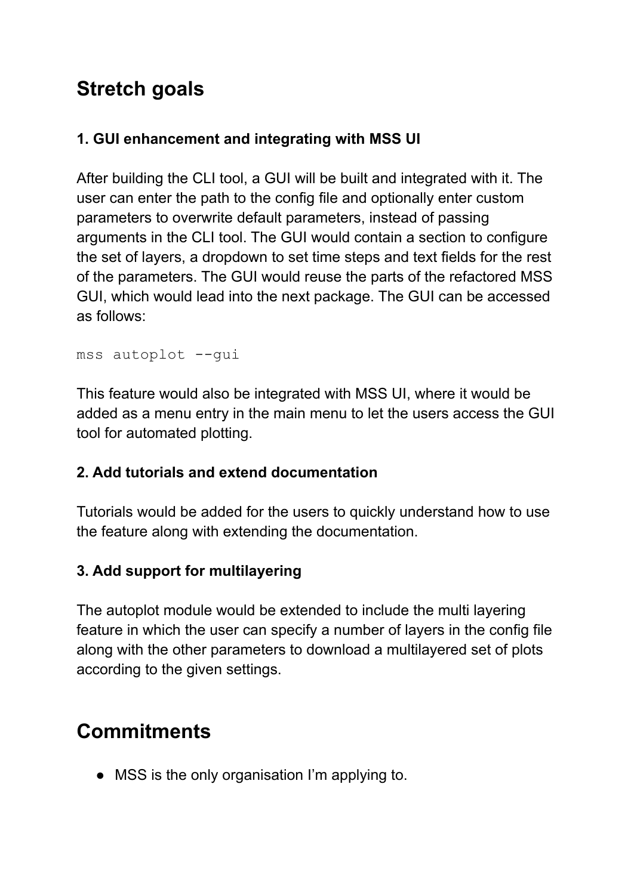## Stretch goals

### 1. GUI enhancement and integrating with MSS UI

After building the CLI tool, a GUI will be built and integrated with it. The user can enter the path to the config file and optionally enter custom parameters to overwrite default parameters, instead of passing arguments in the CLI tool. The GUI would contain a section to configure the set of layers, a dropdown to set time steps and text fields for the rest of the parameters. The GUI would reuse the parts of the refactored MSS GUI, which would lead into the next package. The GUI can be accessed as follows:

```
mss autoplot --gui
```

This feature would also be integrated with MSS UI, where it would be added as a menu entry in the main menu to let the users access the GUI tool for automated plotting.

### 2. Add tutorials and extend documentation

Tutorials would be added for the users to quickly understand how to use the feature along with extending the documentation.

### 3. Add support for multilayering

The autoplot module would be extended to include the multi layering feature in which the user can specify a number of layers in the config file along with the other parameters to download a multilayered set of plots according to the given settings.

## Commitments

- MSS is the only organisation I'm applying to.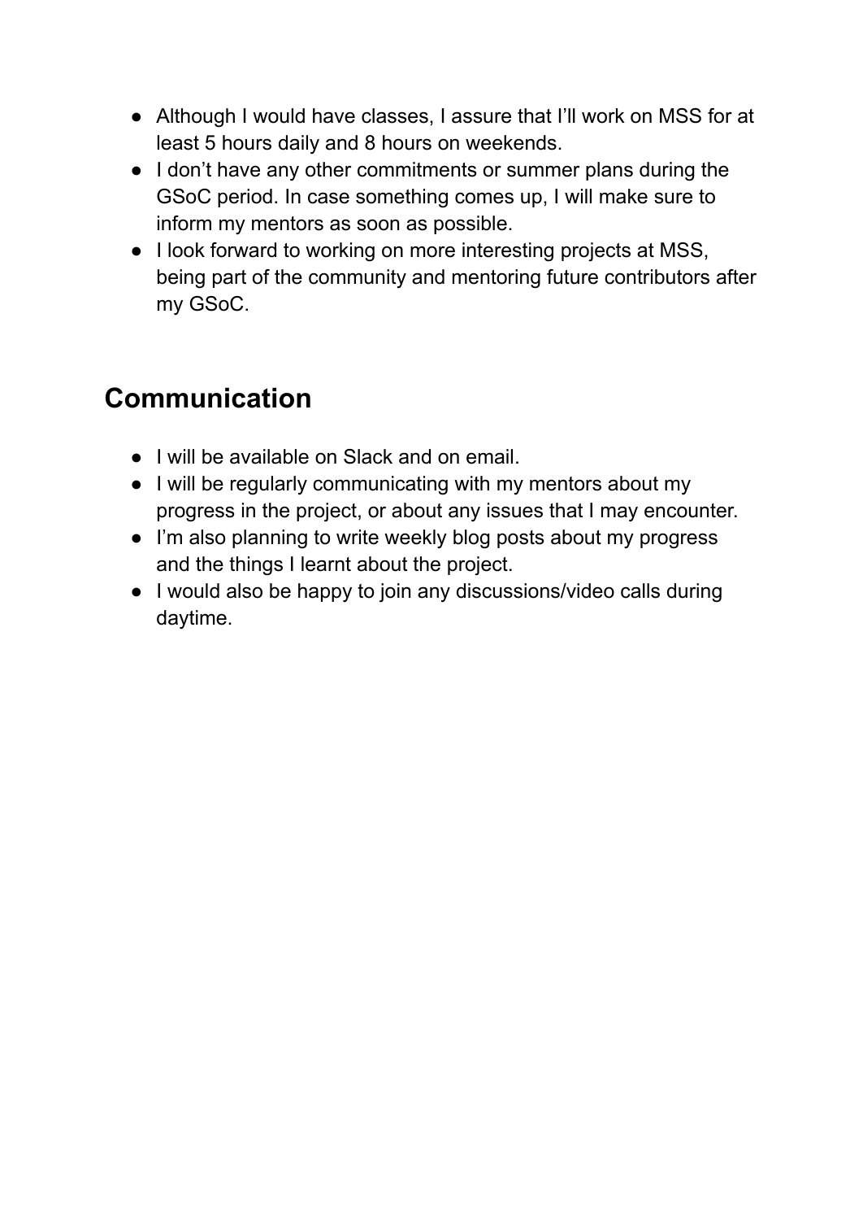- Although I would have classes, I assure that I'll work on MSS for at least 5 hours daily and 8 hours on weekends.
- I don't have any other commitments or summer plans during the GSoC period. In case something comes up, I will make sure to inform my mentors as soon as possible.
- I look forward to working on more interesting projects at MSS, being part of the community and mentoring future contributors after my GSoC.

## Communication

- I will be available on Slack and on email.
- I will be regularly communicating with my mentors about my progress in the project, or about any issues that I may encounter.
- I'm also planning to write weekly blog posts about my progress and the things I learnt about the project.
- I would also be happy to join any discussions/video calls during daytime.